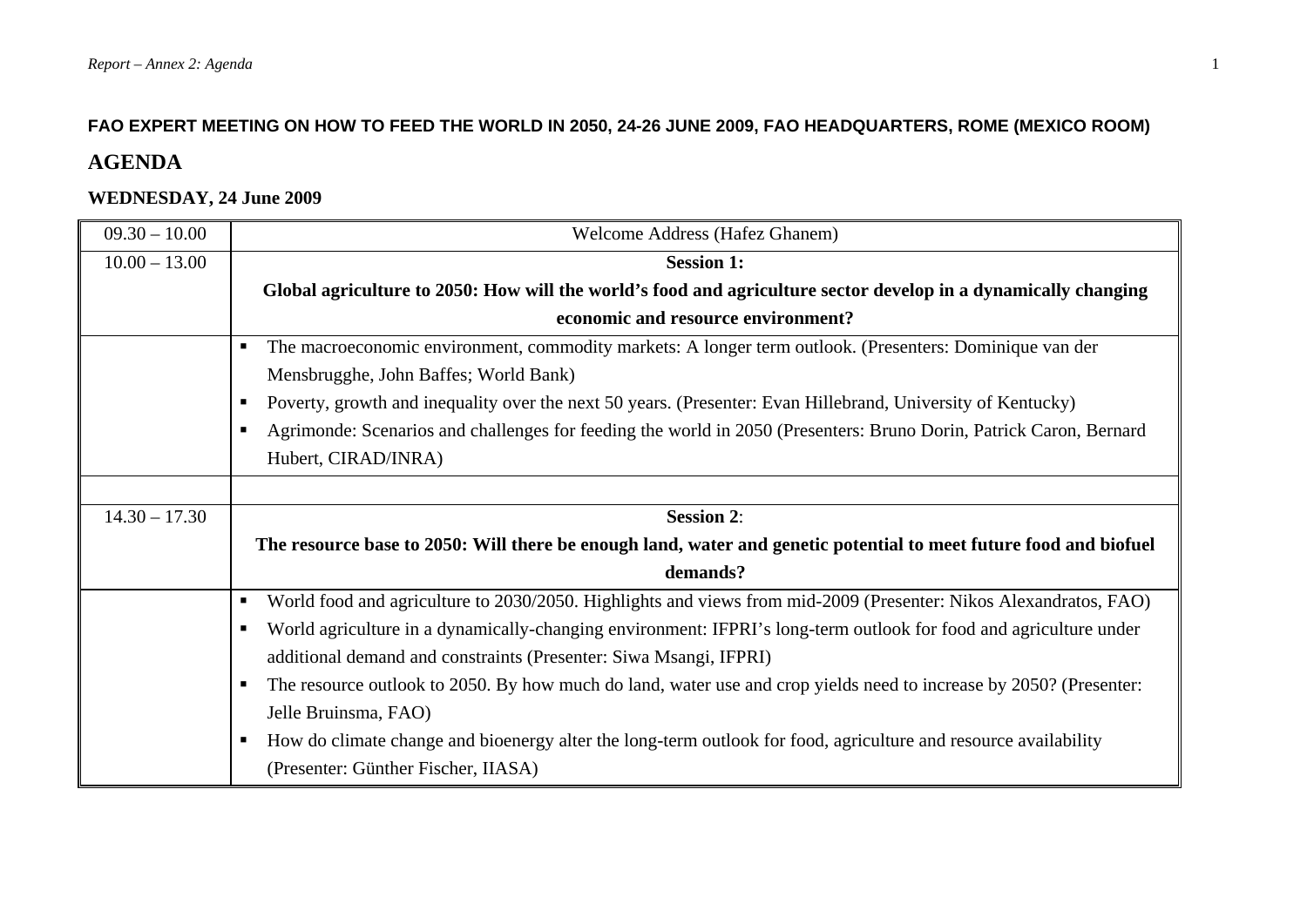**FAO EXPERT MEETING ON HOW TO FEED THE WORLD IN 2050, 24-26 JUNE 2009, FAO HEADQUARTERS, ROME (MEXICO ROOM)**

## AGENDA

### WEDNESDAY, 24 June 2009

| | |
|---|---|
| 09.30 – 10.00 | Welcome Address (Hafez Ghanem) |
| 10.00 – 13.00 | **Session 1:** **Global agriculture to 2050: How will the world's food and agriculture sector develop in a dynamically changing economic and resource environment?** |
| | ▪ The macroeconomic environment, commodity markets: A longer term outlook. (Presenters: Dominique van der Mensbrugghe, John Baffes; World Bank)<br>▪ Poverty, growth and inequality over the next 50 years. (Presenter: Evan Hillebrand, University of Kentucky)<br>▪ Agrimonde: Scenarios and challenges for feeding the world in 2050 (Presenters: Bruno Dorin, Patrick Caron, Bernard Hubert, CIRAD/INRA) |
| | |
| 14.30 – 17.30 | **Session 2**: **The resource base to 2050: Will there be enough land, water and genetic potential to meet future food and biofuel demands?** |
| | ▪ World food and agriculture to 2030/2050. Highlights and views from mid-2009 (Presenter: Nikos Alexandratos, FAO)<br>▪ World agriculture in a dynamically-changing environment: IFPRI's long-term outlook for food and agriculture under additional demand and constraints (Presenter: Siwa Msangi, IFPRI)<br>▪ The resource outlook to 2050. By how much do land, water use and crop yields need to increase by 2050? (Presenter: Jelle Bruinsma, FAO)<br>▪ How do climate change and bioenergy alter the long-term outlook for food, agriculture and resource availability (Presenter: Günther Fischer, IIASA) |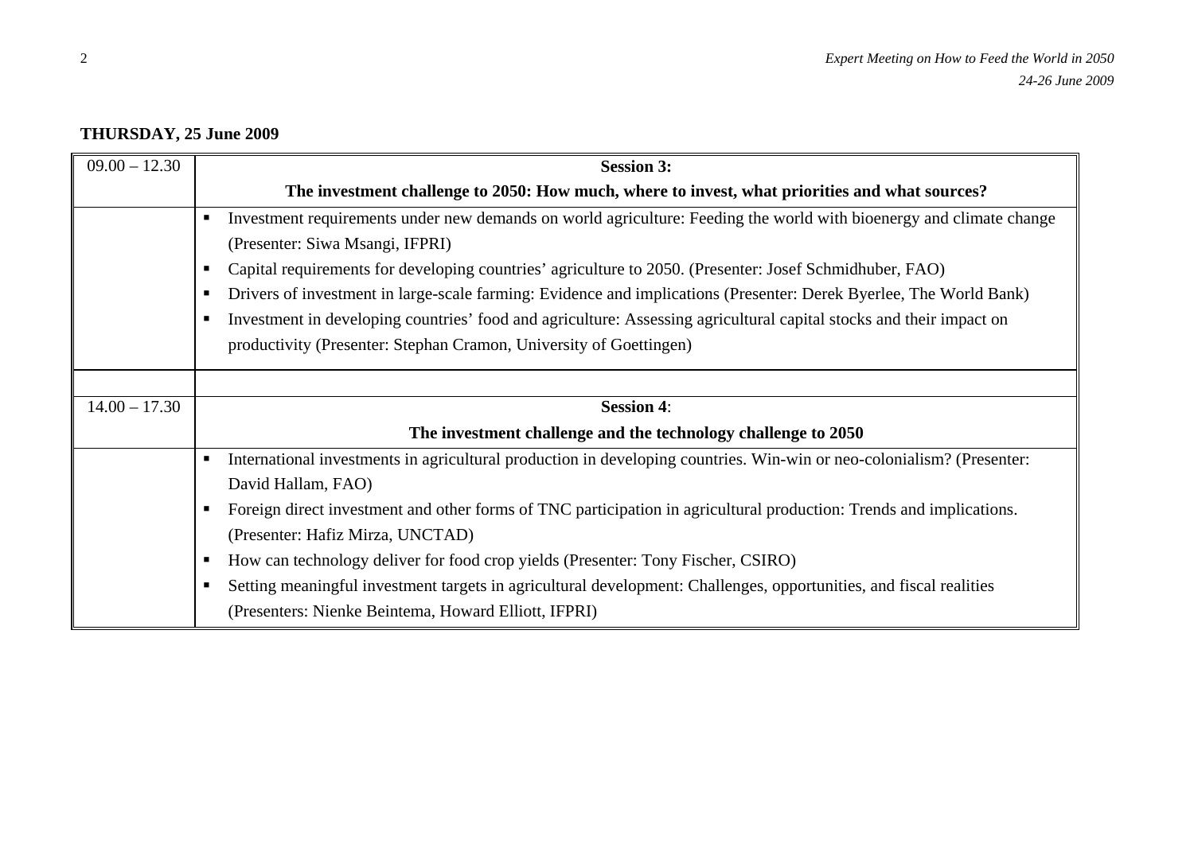**THURSDAY, 25 June 2009**

| | |
|---|---|
| 09.00 – 12.30 | **Session 3: The investment challenge to 2050: How much, where to invest, what priorities and what sources?** |
| | ▪ Investment requirements under new demands on world agriculture: Feeding the world with bioenergy and climate change (Presenter: Siwa Msangi, IFPRI)<br>▪ Capital requirements for developing countries' agriculture to 2050. (Presenter: Josef Schmidhuber, FAO)<br>▪ Drivers of investment in large-scale farming: Evidence and implications (Presenter: Derek Byerlee, The World Bank)<br>▪ Investment in developing countries' food and agriculture: Assessing agricultural capital stocks and their impact on productivity (Presenter: Stephan Cramon, University of Goettingen) |
| | |
| 14.00 – 17.30 | **Session 4**: **The investment challenge and the technology challenge to 2050** |
| | ▪ International investments in agricultural production in developing countries. Win-win or neo-colonialism? (Presenter: David Hallam, FAO)<br>▪ Foreign direct investment and other forms of TNC participation in agricultural production: Trends and implications. (Presenter: Hafiz Mirza, UNCTAD)<br>▪ How can technology deliver for food crop yields (Presenter: Tony Fischer, CSIRO)<br>▪ Setting meaningful investment targets in agricultural development: Challenges, opportunities, and fiscal realities (Presenters: Nienke Beintema, Howard Elliott, IFPRI) |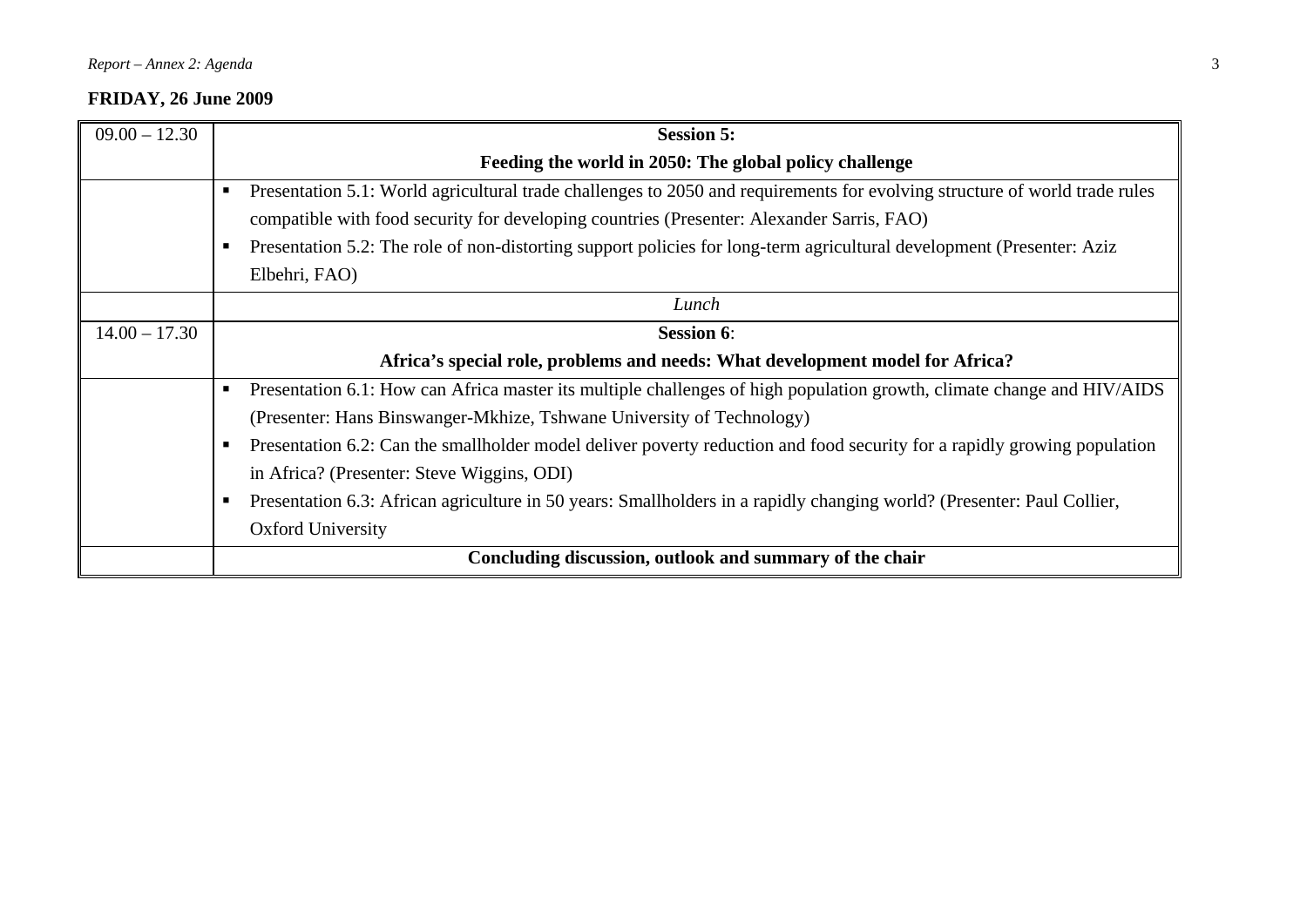**FRIDAY, 26 June 2009**

| | |
|---|---|
| 09.00 – 12.30 | **Session 5:**<br>**Feeding the world in 2050: The global policy challenge** |
| | ▪ Presentation 5.1: World agricultural trade challenges to 2050 and requirements for evolving structure of world trade rules compatible with food security for developing countries (Presenter: Alexander Sarris, FAO)<br>▪ Presentation 5.2: The role of non-distorting support policies for long-term agricultural development (Presenter: Aziz Elbehri, FAO) |
| | *Lunch* |
| 14.00 – 17.30 | **Session 6**:<br>**Africa's special role, problems and needs: What development model for Africa?** |
| | ▪ Presentation 6.1: How can Africa master its multiple challenges of high population growth, climate change and HIV/AIDS (Presenter: Hans Binswanger-Mkhize, Tshwane University of Technology)<br>▪ Presentation 6.2: Can the smallholder model deliver poverty reduction and food security for a rapidly growing population in Africa? (Presenter: Steve Wiggins, ODI)<br>▪ Presentation 6.3: African agriculture in 50 years: Smallholders in a rapidly changing world? (Presenter: Paul Collier, Oxford University |
| | **Concluding discussion, outlook and summary of the chair** |